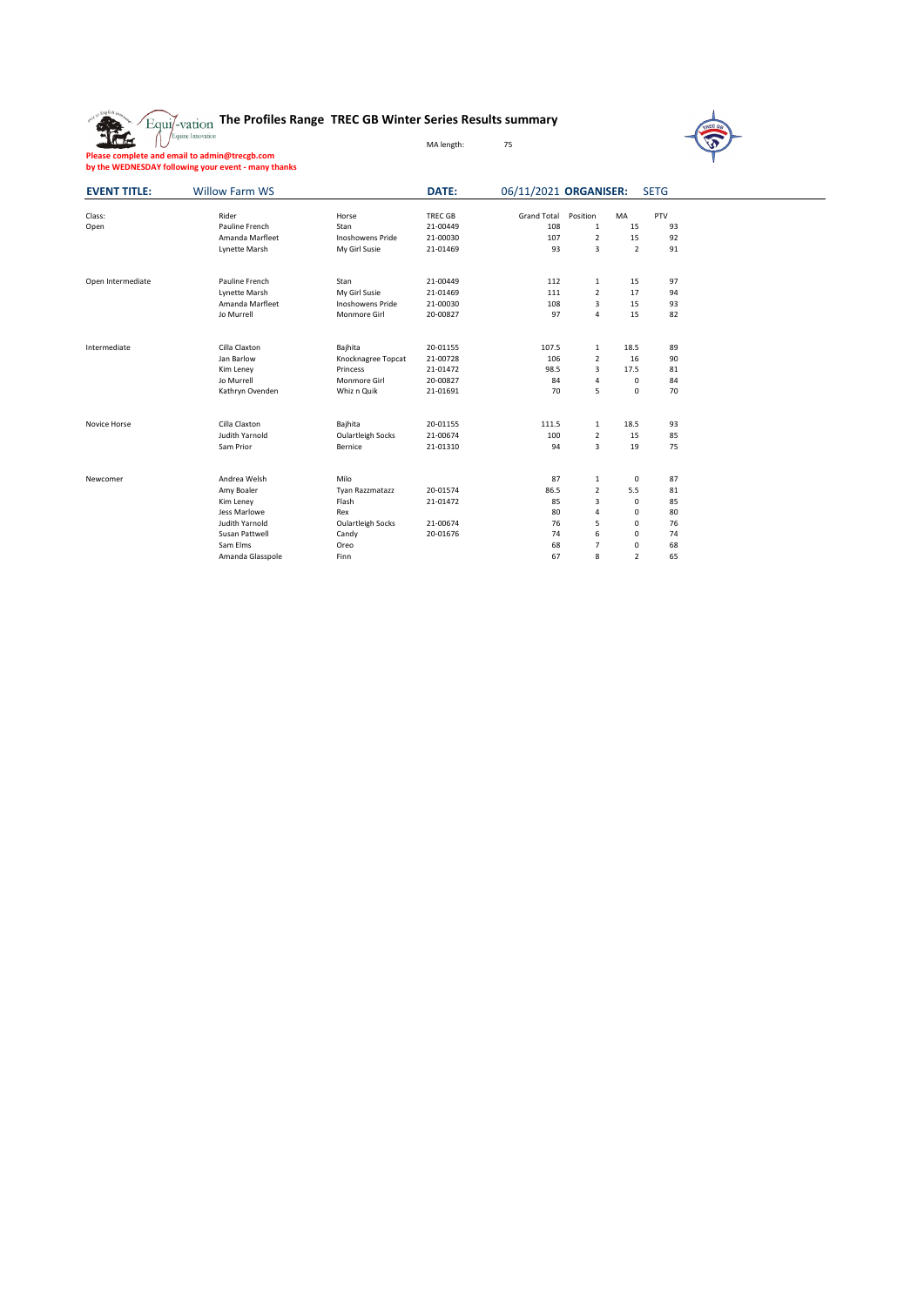# The Profiles Range TREC GB Winter Series Results summary

MA length: 75

**Please complete and email to admin@trecgb.com**
**by the WEDNESDAY following your event - many thanks**

**EVENT TITLE:** Willow Farm WS **DATE:** 06/11/2021 **ORGANISER:** SETG

| Class: | Rider | Horse | TREC GB | Grand Total | Position | MA | PTV |
|---|---|---|---|---|---|---|---|
| Open | Pauline French | Stan | 21-00449 | 108 | 1 | 15 | 93 |
| | Amanda Marfleet | Inoshowens Pride | 21-00030 | 107 | 2 | 15 | 92 |
| | Lynette Marsh | My Girl Susie | 21-01469 | 93 | 3 | 2 | 91 |
| | | | | | | | |
| Open Intermediate | Pauline French | Stan | 21-00449 | 112 | 1 | 15 | 97 |
| | Lynette Marsh | My Girl Susie | 21-01469 | 111 | 2 | 17 | 94 |
| | Amanda Marfleet | Inoshowens Pride | 21-00030 | 108 | 3 | 15 | 93 |
| | Jo Murrell | Monmore Girl | 20-00827 | 97 | 4 | 15 | 82 |
| | | | | | | | |
| Intermediate | Cilla Claxton | Bajhita | 20-01155 | 107.5 | 1 | 18.5 | 89 |
| | Jan Barlow | Knocknagree Topcat | 21-00728 | 106 | 2 | 16 | 90 |
| | Kim Leney | Princess | 21-01472 | 98.5 | 3 | 17.5 | 81 |
| | Jo Murrell | Monmore Girl | 20-00827 | 84 | 4 | 0 | 84 |
| | Kathryn Ovenden | Whiz n Quik | 21-01691 | 70 | 5 | 0 | 70 |
| | | | | | | | |
| Novice Horse | Cilla Claxton | Bajhita | 20-01155 | 111.5 | 1 | 18.5 | 93 |
| | Judith Yarnold | Oulartleigh Socks | 21-00674 | 100 | 2 | 15 | 85 |
| | Sam Prior | Bernice | 21-01310 | 94 | 3 | 19 | 75 |
| | | | | | | | |
| Newcomer | Andrea Welsh | Milo | | 87 | 1 | 0 | 87 |
| | Amy Boaler | Tyan Razzmatazz | 20-01574 | 86.5 | 2 | 5.5 | 81 |
| | Kim Leney | Flash | 21-01472 | 85 | 3 | 0 | 85 |
| | Jess Marlowe | Rex | | 80 | 4 | 0 | 80 |
| | Judith Yarnold | Oulartleigh Socks | 21-00674 | 76 | 5 | 0 | 76 |
| | Susan Pattwell | Candy | 20-01676 | 74 | 6 | 0 | 74 |
| | Sam Elms | Oreo | | 68 | 7 | 0 | 68 |
| | Amanda Glasspole | Finn | | 67 | 8 | 2 | 65 |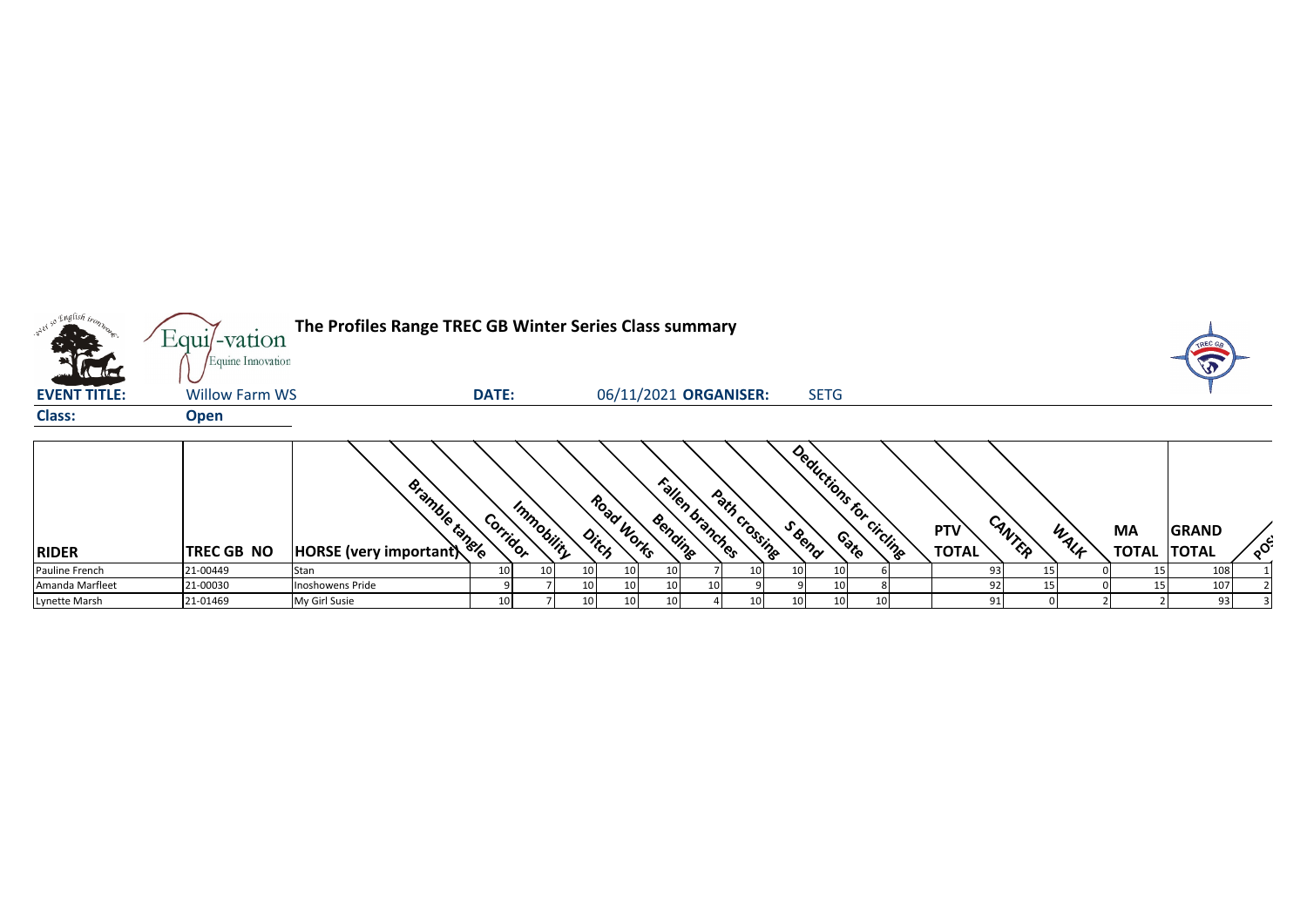**The Profiles Range TREC GB Winter Series Class summary**

**EVENT TITLE:** Willow Farm WS **DATE:** 06/11/2021 **ORGANISER:** SETG

**Class:** Open

| RIDER | TREC GB NO | HORSE (very important) | Bramble tangle | Corridor | Immobility | Ditch | Road Works | Bending | Fallen branches | Path crossing | S Bend | Gate | Deductions for circling | PTV TOTAL | CANTER | WALK | MA TOTAL | GRAND TOTAL | POS |
|---|---|---|---|---|---|---|---|---|---|---|---|---|---|---|---|---|---|---|---|
| Pauline French | 21-00449 | Stan | 10 | 10 | 10 | 10 | 10 | 7 | 10 | 10 | 10 | 6 | | 93 | 15 | 0 | 15 | 108 | 1 |
| Amanda Marfleet | 21-00030 | Inoshowens Pride | 9 | 7 | 10 | 10 | 10 | 10 | 9 | 9 | 10 | 8 | | 92 | 15 | 0 | 15 | 107 | 2 |
| Lynette Marsh | 21-01469 | My Girl Susie | 10 | 7 | 10 | 10 | 10 | 4 | 10 | 10 | 10 | 10 | | 91 | 0 | 2 | 2 | 93 | 3 |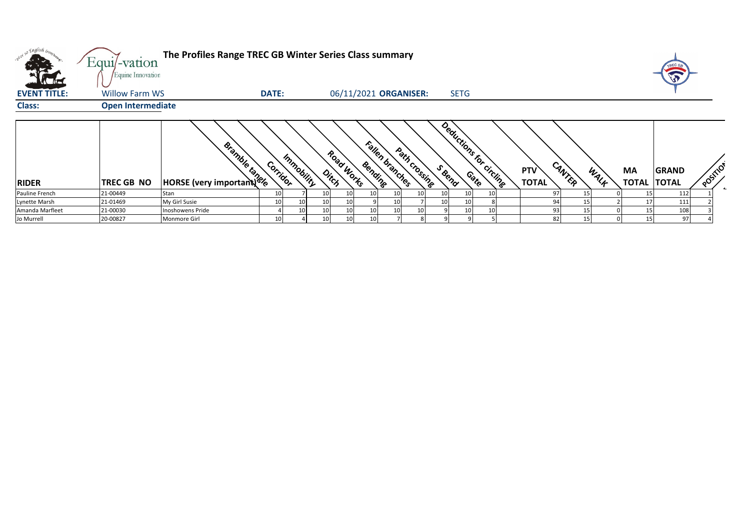# The Profiles Range TREC GB Winter Series Class summary

**EVENT TITLE:** Willow Farm WS **DATE:** 06/11/2021 **ORGANISER:** SETG

**Class:** Open Intermediate

| RIDER | TREC GB NO | HORSE (very important) | Bramble tangle | Corridor | Immobility | Ditch | Road Works | Bending | Fallen branches | Path crossing | S Bend | Gate | Deductions for circling | PTV TOTAL | CANTER | WALK | MA TOTAL | GRAND TOTAL | POSITION |
|---|---|---|---|---|---|---|---|---|---|---|---|---|---|---|---|---|---|---|---|
| Pauline French | 21-00449 | Stan | 10 | 7 | 10 | 10 | 10 | 10 | 10 | 10 | 10 | 10 | | 97 | 15 | 0 | 15 | 112 | 1 |
| Lynette Marsh | 21-01469 | My Girl Susie | 10 | 10 | 10 | 10 | 9 | 10 | 7 | 10 | 10 | 8 | | 94 | 15 | 2 | 17 | 111 | 2 |
| Amanda Marfleet | 21-00030 | Inoshowens Pride | 4 | 10 | 10 | 10 | 10 | 10 | 10 | 9 | 10 | 10 | | 93 | 15 | 0 | 15 | 108 | 3 |
| Jo Murrell | 20-00827 | Monmore Girl | 10 | 4 | 10 | 10 | 10 | 7 | 8 | 9 | 9 | 5 | | 82 | 15 | 0 | 15 | 97 | 4 |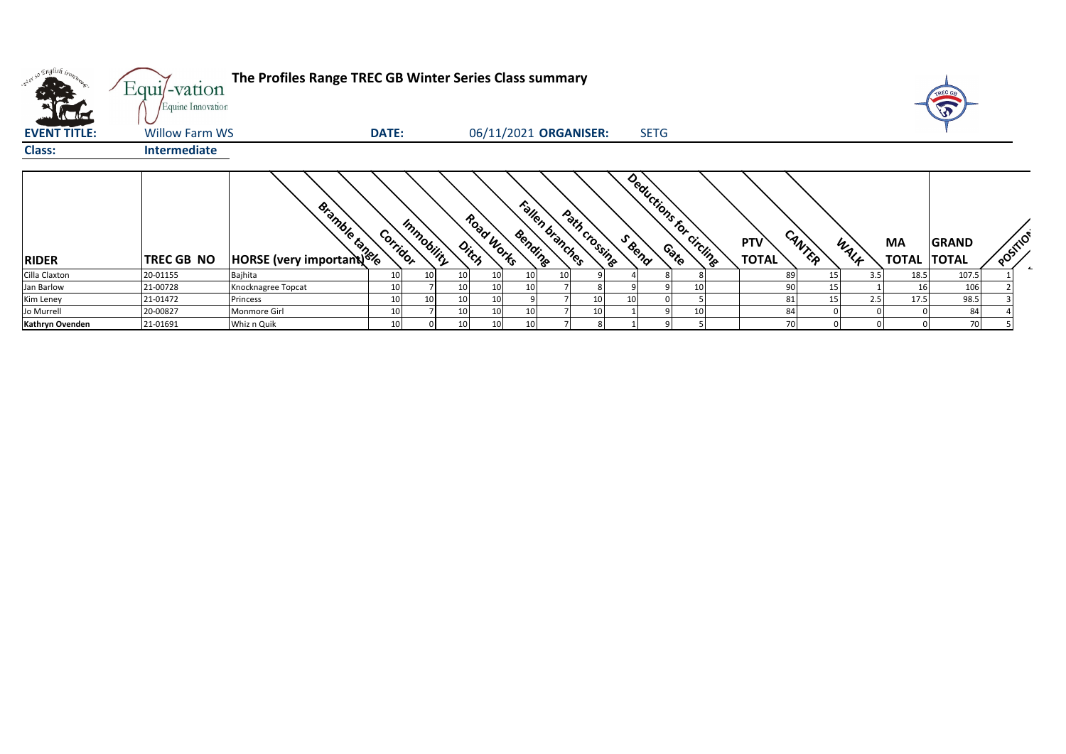# The Profiles Range TREC GB Winter Series Class summary

**EVENT TITLE:** Willow Farm WS **DATE:** 06/11/2021 **ORGANISER:** SETG

**Class:** Intermediate

| RIDER | TREC GB NO | HORSE (very important) | Bramble tangle | Corridor | Immobility | Ditch | Road Works | Bending | Fallen branches | Path crossing | S Bend | Gate | Deductions for circling | PTV TOTAL | CANTER | WALK | MA TOTAL | GRAND TOTAL | POSITION |
|---|---|---|---|---|---|---|---|---|---|---|---|---|---|---|---|---|---|---|---|
| Cilla Claxton | 20-01155 | Bajhita | 10 | 10 | 10 | 10 | 10 | 10 | 9 | 4 | 8 | 8 | | 89 | 15 | 3.5 | 18.5 | 107.5 | 1 |
| Jan Barlow | 21-00728 | Knocknagree Topcat | 10 | 7 | 10 | 10 | 10 | 7 | 8 | 9 | 9 | 10 | | 90 | 15 | 1 | 16 | 106 | 2 |
| Kim Leney | 21-01472 | Princess | 10 | 10 | 10 | 10 | 9 | 7 | 10 | 10 | 0 | 5 | | 81 | 15 | 2.5 | 17.5 | 98.5 | 3 |
| Jo Murrell | 20-00827 | Monmore Girl | 10 | 7 | 10 | 10 | 10 | 7 | 10 | 1 | 9 | 10 | | 84 | 0 | 0 | 0 | 84 | 4 |
| **Kathryn Ovenden** | 21-01691 | Whiz n Quik | 10 | 0 | 10 | 10 | 10 | 7 | 8 | 1 | 9 | 5 | | 70 | 0 | 0 | 0 | 70 | 5 |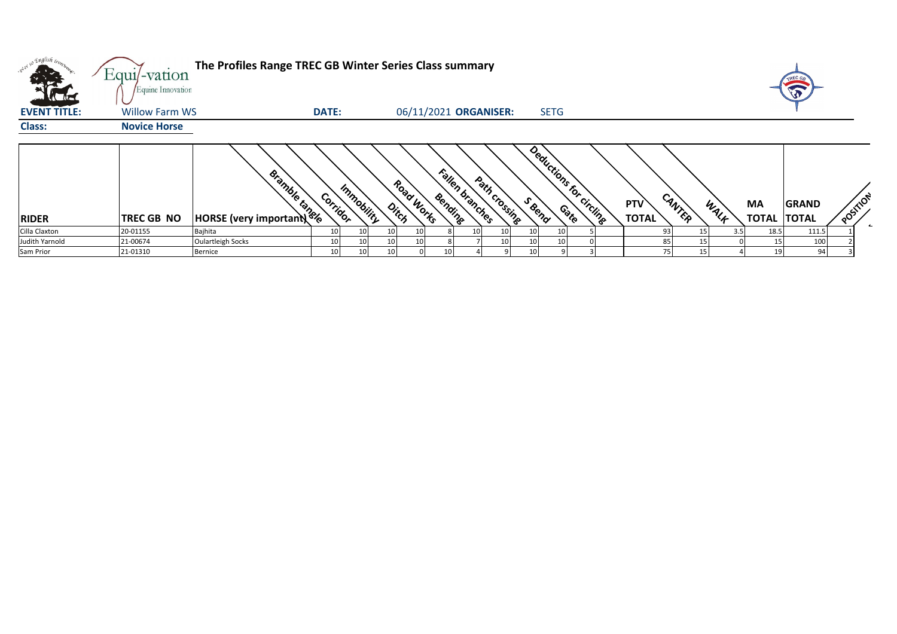# The Profiles Range TREC GB Winter Series Class summary

**EVENT TITLE:** Willow Farm WS **DATE:** 06/11/2021 **ORGANISER:** SETG

**Class:** **Novice Horse**

| RIDER | TREC GB NO | HORSE (very important) | Bramble tangle | Corridor | Immobility | Ditch | Road Works | Bending | Fallen branches | Path crossing | S Bend | Gate | Deductions for circling | PTV TOTAL | CANTER | WALK | MA TOTAL | GRAND TOTAL | POSITION |
|---|---|---|---|---|---|---|---|---|---|---|---|---|---|---|---|---|---|---|---|
| Cilla Claxton | 20-01155 | Bajhita | 10 | 10 | 10 | 10 | 8 | 10 | 10 | 10 | 10 | 5 | | 93 | 15 | 3.5 | 18.5 | 111.5 | 1 |
| Judith Yarnold | 21-00674 | Oulartleigh Socks | 10 | 10 | 10 | 10 | 8 | 7 | 10 | 10 | 10 | 0 | | 85 | 15 | 0 | 15 | 100 | 2 |
| Sam Prior | 21-01310 | Bernice | 10 | 10 | 10 | 0 | 10 | 4 | 9 | 10 | 9 | 3 | | 75 | 15 | 4 | 19 | 94 | 3 |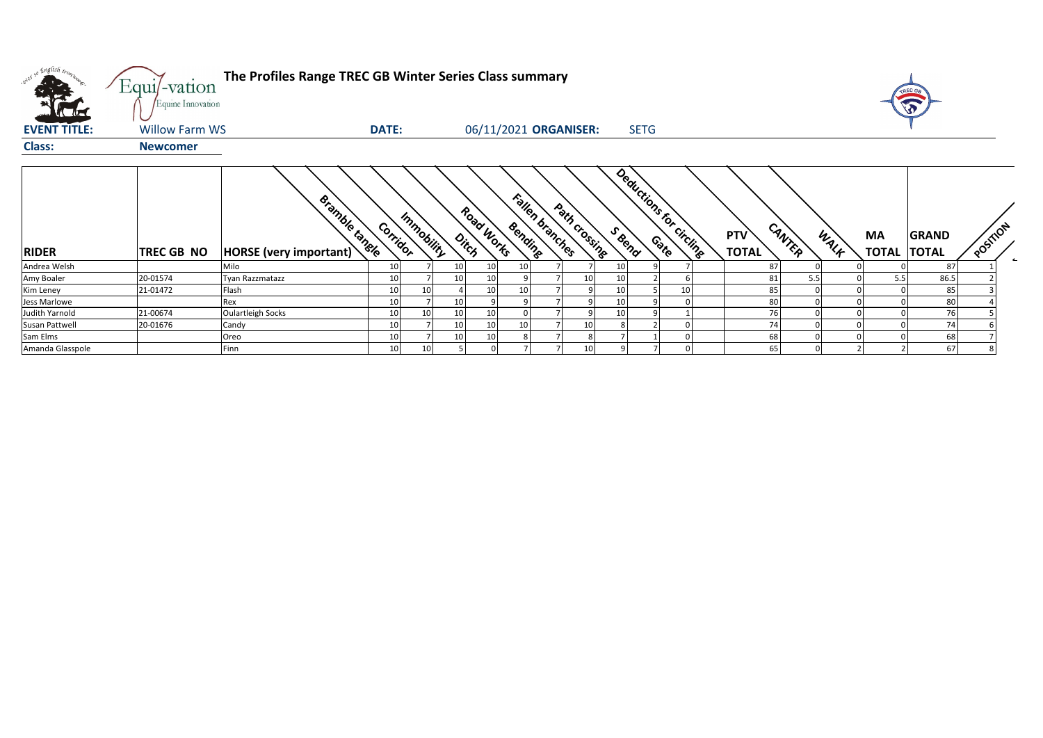# The Profiles Range TREC GB Winter Series Class summary

**EVENT TITLE:** Willow Farm WS **DATE:** 06/11/2021 **ORGANISER:** SETG

**Class:** Newcomer

| RIDER | TREC GB NO | HORSE (very important) | Bramble tangle | Corridor | Immobility | Ditch | Road Works | Bending | Fallen branches | Path crossing | S Bend | Gate | Deductions for circling | PTV TOTAL | CANTER | WALK | MA TOTAL | GRAND TOTAL | POSITION |
|---|---|---|---|---|---|---|---|---|---|---|---|---|---|---|---|---|---|---|---|
| Andrea Welsh | | Milo | 10 | 7 | 10 | 10 | 10 | 7 | 7 | 10 | 9 | 7 | | 87 | 0 | 0 | 0 | 87 | 1 |
| Amy Boaler | 20-01574 | Tyan Razzmatazz | 10 | 7 | 10 | 10 | 9 | 7 | 10 | 10 | 2 | 6 | | 81 | 5.5 | 0 | 5.5 | 86.5 | 2 |
| Kim Leney | 21-01472 | Flash | 10 | 10 | 4 | 10 | 10 | 7 | 9 | 10 | 5 | 10 | | 85 | 0 | 0 | 0 | 85 | 3 |
| Jess Marlowe | | Rex | 10 | 7 | 10 | 9 | 9 | 7 | 9 | 10 | 9 | 0 | | 80 | 0 | 0 | 0 | 80 | 4 |
| Judith Yarnold | 21-00674 | Oulartleigh Socks | 10 | 10 | 10 | 10 | 0 | 7 | 9 | 10 | 9 | 1 | | 76 | 0 | 0 | 0 | 76 | 5 |
| Susan Pattwell | 20-01676 | Candy | 10 | 7 | 10 | 10 | 10 | 7 | 10 | 8 | 2 | 0 | | 74 | 0 | 0 | 0 | 74 | 6 |
| Sam Elms | | Oreo | 10 | 7 | 10 | 10 | 8 | 7 | 8 | 7 | 1 | 0 | | 68 | 0 | 0 | 0 | 68 | 7 |
| Amanda Glasspole | | Finn | 10 | 10 | 5 | 0 | 7 | 7 | 10 | 9 | 7 | 0 | | 65 | 0 | 2 | 2 | 67 | 8 |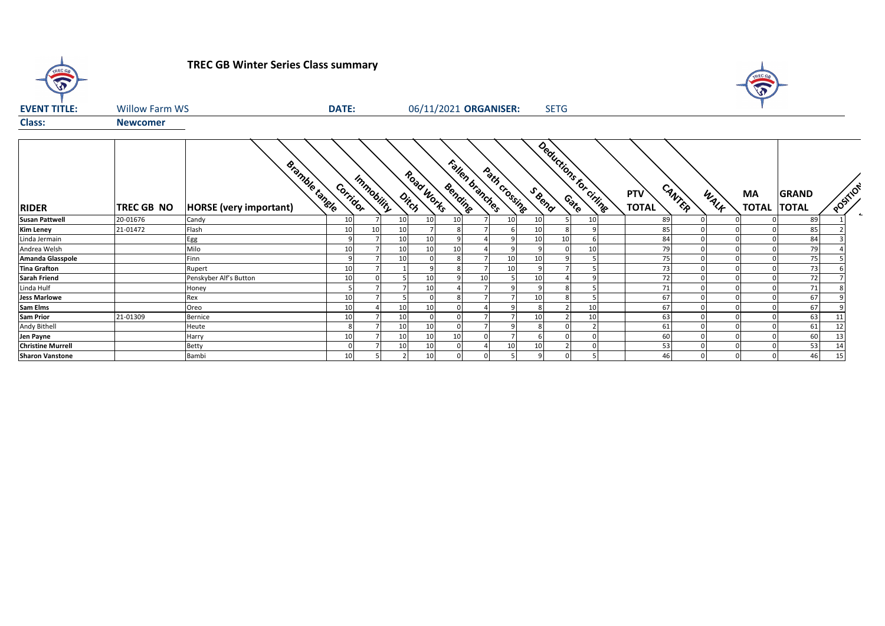# TREC GB Winter Series Class summary

**EVENT TITLE:** Willow Farm WS **DATE:** 06/11/2021 **ORGANISER:** SETG

**Class:** Newcomer

| RIDER | TREC GB NO | HORSE (very important) | Bramble tangle | Corridor | Immobility | Ditch | Road Works | Bending | Fallen branches | Path crossing | S Bend | Gate | Deductions for circling | PTV TOTAL | CANTER | WALK | MA TOTAL | GRAND TOTAL | POSITION |
|---|---|---|---|---|---|---|---|---|---|---|---|---|---|---|---|---|---|---|---|
| Susan Pattwell | 20-01676 | Candy | 10 | 7 | 10 | 10 | 10 | 7 | 10 | 10 | 5 | 10 | | 89 | 0 | 0 | 0 | 89 | 1 |
| Kim Leney | 21-01472 | Flash | 10 | 10 | 10 | 7 | 8 | 7 | 6 | 10 | 8 | 9 | | 85 | 0 | 0 | 0 | 85 | 2 |
| Linda Jermain | | Egg | 9 | 7 | 10 | 10 | 9 | 4 | 9 | 10 | 10 | 6 | | 84 | 0 | 0 | 0 | 84 | 3 |
| Andrea Welsh | | Milo | 10 | 7 | 10 | 10 | 10 | 4 | 9 | 9 | 0 | 10 | | 79 | 0 | 0 | 0 | 79 | 4 |
| Amanda Glasspole | | Finn | 9 | 7 | 10 | 0 | 8 | 7 | 10 | 10 | 9 | 5 | | 75 | 0 | 0 | 0 | 75 | 5 |
| Tina Grafton | | Rupert | 10 | 7 | 1 | 9 | 8 | 7 | 10 | 9 | 7 | 5 | | 73 | 0 | 0 | 0 | 73 | 6 |
| Sarah Friend | | Penskyber Alf's Button | 10 | 0 | 5 | 10 | 9 | 10 | 5 | 10 | 4 | 9 | | 72 | 0 | 0 | 0 | 72 | 7 |
| Linda Hulf | | Honey | 5 | 7 | 7 | 10 | 4 | 7 | 9 | 9 | 8 | 5 | | 71 | 0 | 0 | 0 | 71 | 8 |
| Jess Marlowe | | Rex | 10 | 7 | 5 | 0 | 8 | 7 | 7 | 10 | 8 | 5 | | 67 | 0 | 0 | 0 | 67 | 9 |
| Sam Elms | | Oreo | 10 | 4 | 10 | 10 | 0 | 4 | 9 | 8 | 2 | 10 | | 67 | 0 | 0 | 0 | 67 | 9 |
| Sam Prior | 21-01309 | Bernice | 10 | 7 | 10 | 0 | 0 | 7 | 7 | 10 | 2 | 10 | | 63 | 0 | 0 | 0 | 63 | 11 |
| Andy Bithell | | Heute | 8 | 7 | 10 | 10 | 0 | 7 | 9 | 8 | 0 | 2 | | 61 | 0 | 0 | 0 | 61 | 12 |
| Jen Payne | | Harry | 10 | 7 | 10 | 10 | 10 | 0 | 7 | 6 | 0 | 0 | | 60 | 0 | 0 | 0 | 60 | 13 |
| Christine Murrell | | Betty | 0 | 7 | 10 | 10 | 0 | 4 | 10 | 10 | 2 | 0 | | 53 | 0 | 0 | 0 | 53 | 14 |
| Sharon Vanstone | | Bambi | 10 | 5 | 2 | 10 | 0 | 0 | 5 | 9 | 0 | 5 | | 46 | 0 | 0 | 0 | 46 | 15 |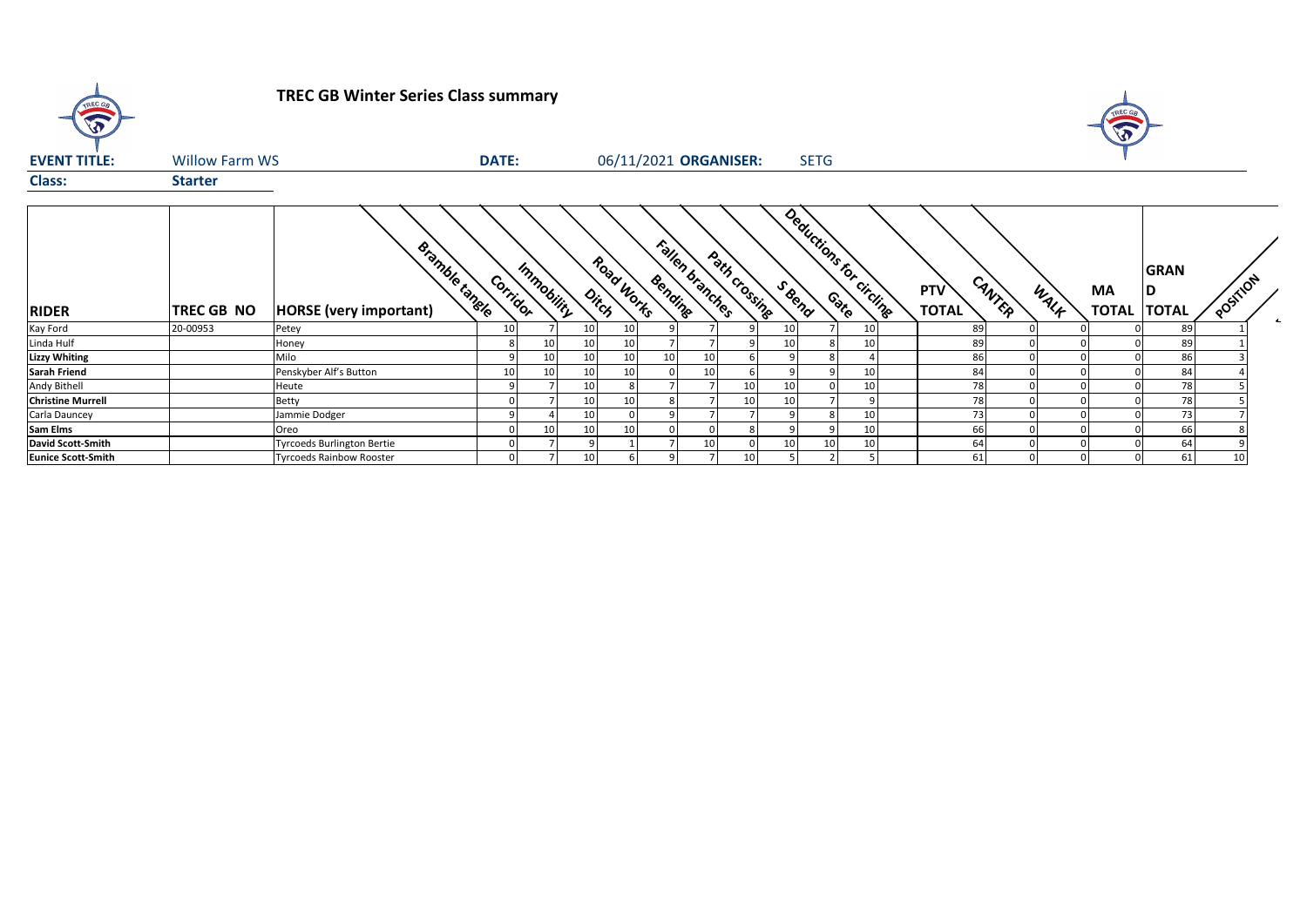# TREC GB Winter Series Class summary

**EVENT TITLE:** Willow Farm WS **DATE:** 06/11/2021 **ORGANISER:** SETG

**Class:** Starter

| RIDER | TREC GB NO | HORSE (very important) | Bramble tangle | Corridor | Immobility | Ditch | Road Works | Bending | Fallen branches | Path crossing | S Bend | Gate | Deductions for circling | PTV TOTAL | CANTER | WALK | MA TOTAL | GRAND TOTAL | POSITION |
|---|---|---|---|---|---|---|---|---|---|---|---|---|---|---|---|---|---|---|---|
| Kay Ford | 20-00953 | Petey | 10 | 7 | 10 | 10 | 9 | 7 | 9 | 10 | 7 | 10 | | 89 | 0 | 0 | 0 | 89 | 1 |
| Linda Hulf | | Honey | 8 | 10 | 10 | 10 | 7 | 7 | 9 | 10 | 8 | 10 | | 89 | 0 | 0 | 0 | 89 | 1 |
| **Lizzy Whiting** | | Milo | 9 | 10 | 10 | 10 | 10 | 10 | 6 | 9 | 8 | 4 | | 86 | 0 | 0 | 0 | 86 | 3 |
| **Sarah Friend** | | Penskyber Alf's Button | 10 | 10 | 10 | 10 | 0 | 10 | 6 | 9 | 9 | 10 | | 84 | 0 | 0 | 0 | 84 | 4 |
| Andy Bithell | | Heute | 9 | 7 | 10 | 8 | 7 | 7 | 10 | 10 | 0 | 10 | | 78 | 0 | 0 | 0 | 78 | 5 |
| **Christine Murrell** | | Betty | 0 | 7 | 10 | 10 | 8 | 7 | 10 | 10 | 7 | 9 | | 78 | 0 | 0 | 0 | 78 | 5 |
| Carla Dauncey | | Jammie Dodger | 9 | 4 | 10 | 0 | 9 | 7 | 7 | 9 | 8 | 10 | | 73 | 0 | 0 | 0 | 73 | 7 |
| **Sam Elms** | | Oreo | 0 | 10 | 10 | 10 | 0 | 0 | 8 | 9 | 9 | 10 | | 66 | 0 | 0 | 0 | 66 | 8 |
| **David Scott-Smith** | | Tyrcoeds Burlington Bertie | 0 | 7 | 9 | 1 | 7 | 10 | 0 | 10 | 10 | 10 | | 64 | 0 | 0 | 0 | 64 | 9 |
| **Eunice Scott-Smith** | | Tyrcoeds Rainbow Rooster | 0 | 7 | 10 | 6 | 9 | 7 | 10 | 5 | 2 | 5 | | 61 | 0 | 0 | 0 | 61 | 10 |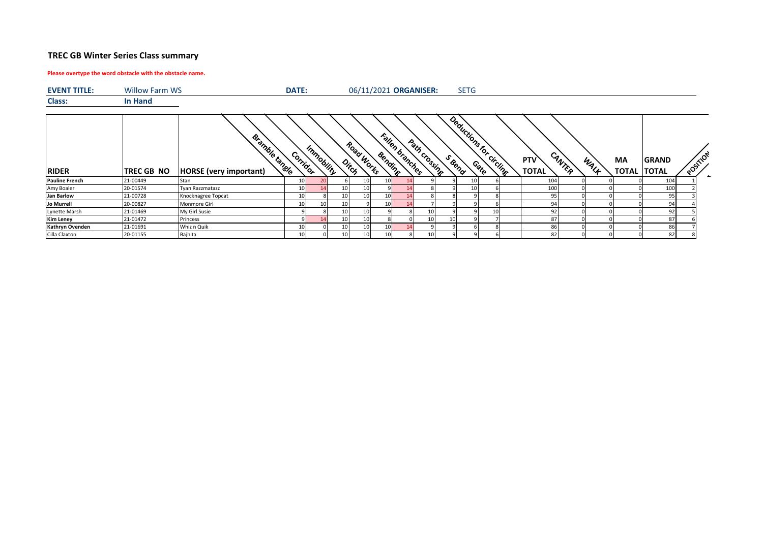# TREC GB Winter Series Class summary

**Please overtype the word obstacle with the obstacle name.**

| **EVENT TITLE:** | Willow Farm WS | **DATE:** | 06/11/2021 | **ORGANISER:** | SETG |
|---|---|---|---|---|---|
| **Class:** | **In Hand** | | | | |

| **RIDER** | **TREC GB NO** | **HORSE (very important)** | Bramble tangle | Corridor | Immobility | Ditch | Road Works | Bending | Fallen branches | Path crossing | S Bend | Gate | Deductions for circling | **PTV TOTAL** | CANTER | WALK | **MA TOTAL** | **GRAND TOTAL** | POSITION |
|---|---|---|---|---|---|---|---|---|---|---|---|---|---|---|---|---|---|---|---|
| **Pauline French** | 21-00449 | Stan | 10 | 20 | 6 | 10 | 10 | 14 | 9 | 9 | 10 | 6 | | 104 | 0 | 0 | 0 | 104 | 1 |
| Amy Boaler | 20-01574 | Tyan Razzmatazz | 10 | 14 | 10 | 10 | 9 | 14 | 8 | 9 | 10 | 6 | | 100 | 0 | 0 | 0 | 100 | 2 |
| **Jan Barlow** | 21-00728 | Knocknagree Topcat | 10 | 8 | 10 | 10 | 10 | 14 | 8 | 8 | 9 | 8 | | 95 | 0 | 0 | 0 | 95 | 3 |
| **Jo Murrell** | 20-00827 | Monmore Girl | 10 | 10 | 10 | 9 | 10 | 14 | 7 | 9 | 9 | 6 | | 94 | 0 | 0 | 0 | 94 | 4 |
| Lynette Marsh | 21-01469 | My Girl Susie | 9 | 8 | 10 | 10 | 9 | 8 | 10 | 9 | 9 | 10 | | 92 | 0 | 0 | 0 | 92 | 5 |
| **Kim Leney** | 21-01472 | Princess | 9 | 14 | 10 | 10 | 8 | 0 | 10 | 10 | 9 | 7 | | 87 | 0 | 0 | 0 | 87 | 6 |
| **Kathryn Ovenden** | 21-01691 | Whiz n Quik | 10 | 0 | 10 | 10 | 10 | 14 | 9 | 9 | 6 | 8 | | 86 | 0 | 0 | 0 | 86 | 7 |
| Cilla Claxton | 20-01155 | Bajhita | 10 | 0 | 10 | 10 | 10 | 8 | 10 | 9 | 9 | 6 | | 82 | 0 | 0 | 0 | 82 | 8 |